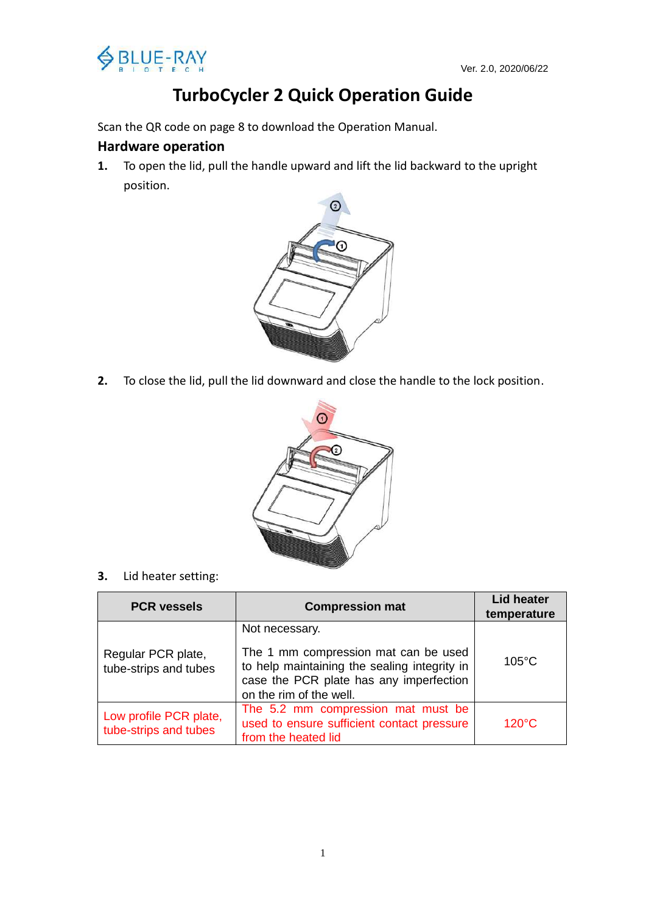Ver. 2.0, 2020/06/22

# TurboCycler 2 Quick Operation Guide

Scan the QR code on page 8 to download the Operation Manual.

## Hardware operation

1. To open the lid, pull the handle upward and lift the lid backward to the upright position.

2. To close the lid, pull the lid downward and close the handle to the lock position.

3. Lid heater setting:

| PCR vessels | Compression mat | Lid heater temperature |
|---|---|---|
| Regular PCR plate, tube-strips and tubes | Not necessary. The 1 mm compression mat can be used to help maintaining the sealing integrity in case the PCR plate has any imperfection on the rim of the well. | 105°C |
| Low profile PCR plate, tube-strips and tubes | The 5.2 mm compression mat must be used to ensure sufficient contact pressure from the heated lid | 120°C |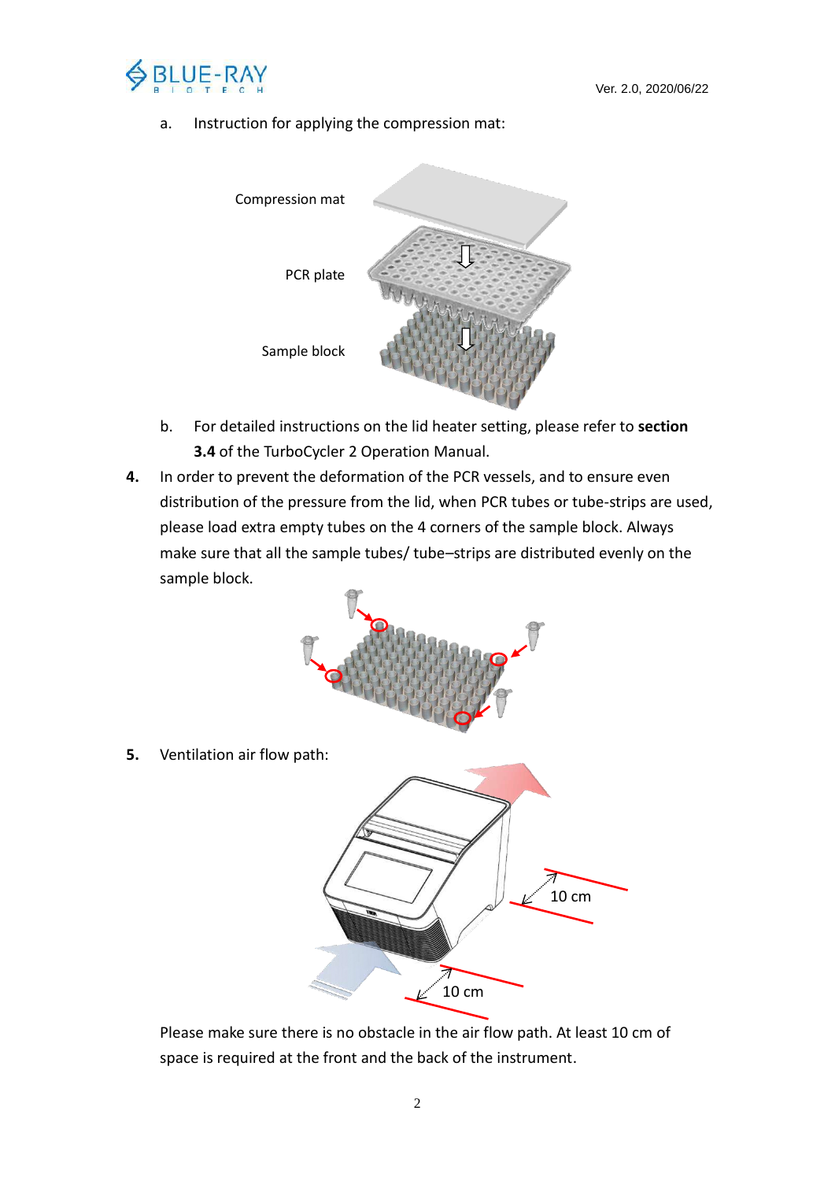a. Instruction for applying the compression mat:

Compression mat

PCR plate

Sample block

b. For detailed instructions on the lid heater setting, please refer to **section 3.4** of the TurboCycler 2 Operation Manual.

**4.** In order to prevent the deformation of the PCR vessels, and to ensure even distribution of the pressure from the lid, when PCR tubes or tube-strips are used, please load extra empty tubes on the 4 corners of the sample block. Always make sure that all the sample tubes/ tube–strips are distributed evenly on the sample block.

**5.** Ventilation air flow path:

10 cm

10 cm

Please make sure there is no obstacle in the air flow path. At least 10 cm of space is required at the front and the back of the instrument.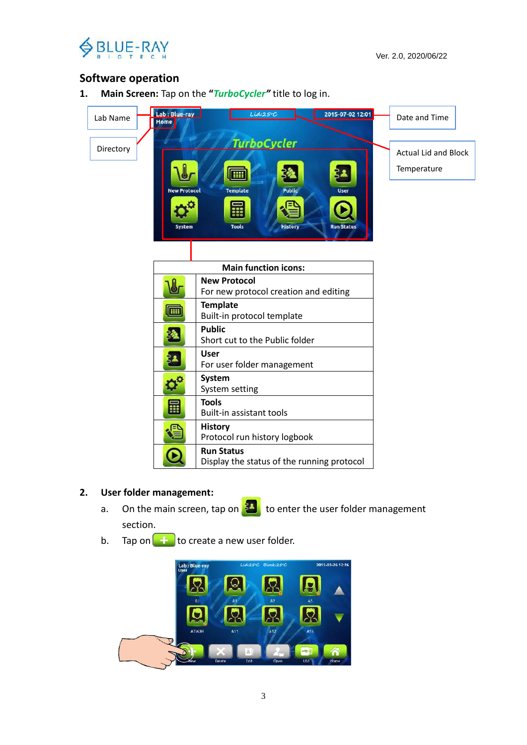## Software operation

1. **Main Screen:** Tap on the "***TurboCycler***" title to log in.

Lab Name

Directory

Date and Time

Actual Lid and Block Temperature

| Main function icons: | |
|---|---|
| | **New Protocol**<br>For new protocol creation and editing |
| | **Template**<br>Built-in protocol template |
| | **Public**<br>Short cut to the Public folder |
| | **User**<br>For user folder management |
| | **System**<br>System setting |
| | **Tools**<br>Built-in assistant tools |
| | **History**<br>Protocol run history logbook |
| | **Run Status**<br>Display the status of the running protocol |

2. **User folder management:**
   a. On the main screen, tap on [User icon] to enter the user folder management section.
   b. Tap on [+] to create a new user folder.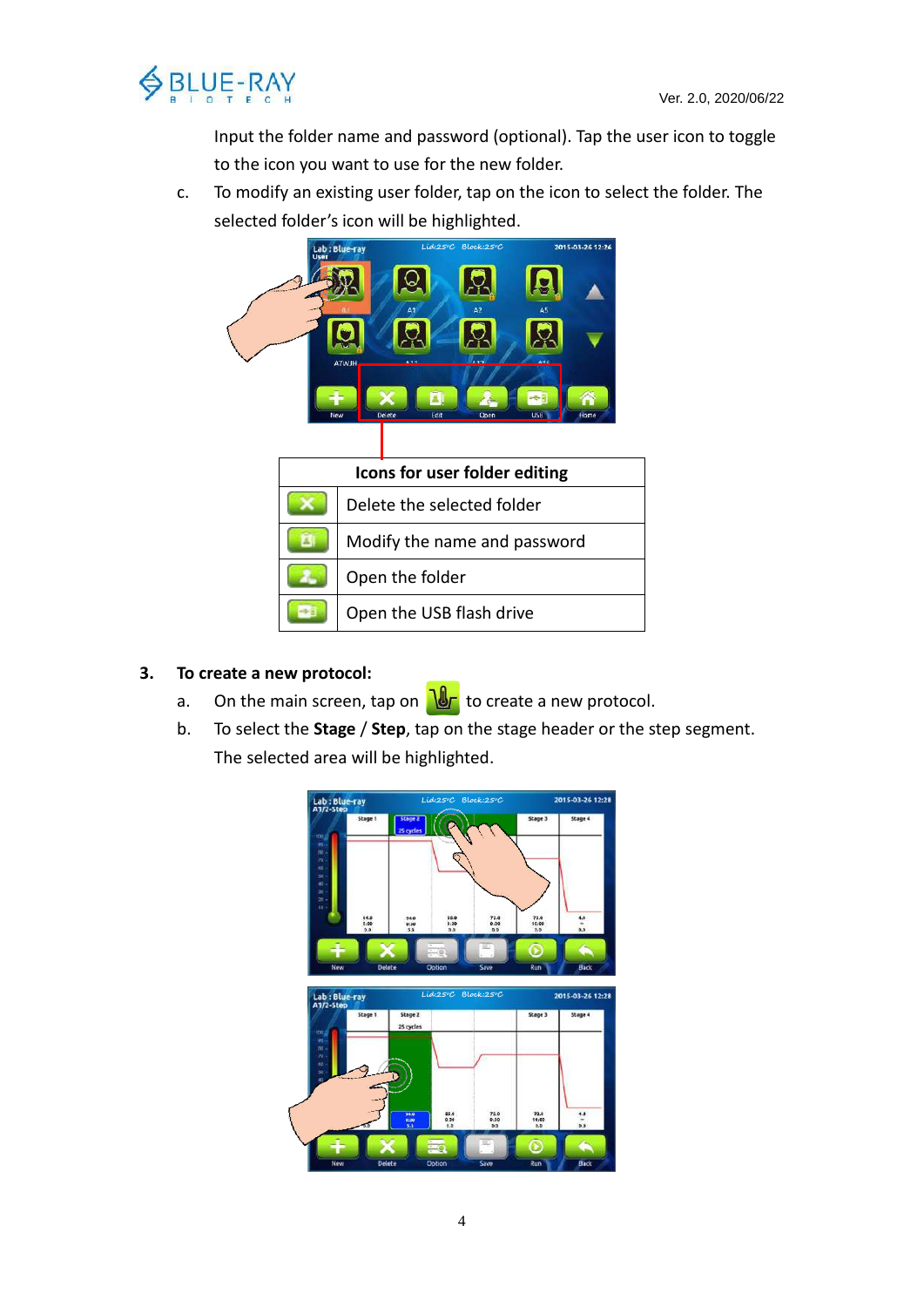Input the folder name and password (optional). Tap the user icon to toggle to the icon you want to use for the new folder.

c. To modify an existing user folder, tap on the icon to select the folder. The selected folder's icon will be highlighted.

| | Icons for user folder editing |
|---|---|
| | Delete the selected folder |
| | Modify the name and password |
| | Open the folder |
| | Open the USB flash drive |

**3. To create a new protocol:**

a. On the main screen, tap on to create a new protocol.

b. To select the **Stage** / **Step**, tap on the stage header or the step segment. The selected area will be highlighted.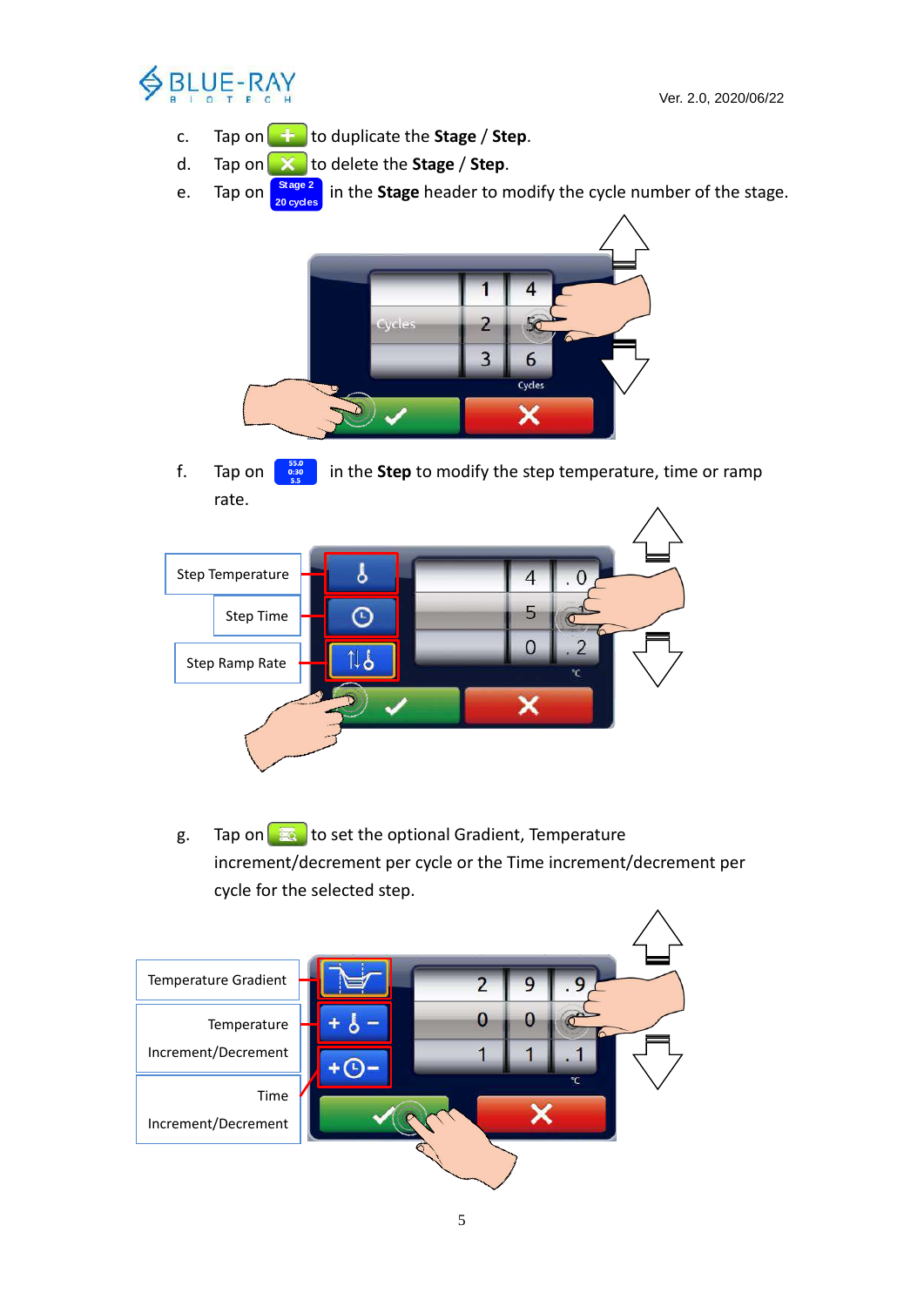c. Tap on [+] to duplicate the **Stage** / **Step**.

d. Tap on [X] to delete the **Stage** / **Step**.

e. Tap on [Stage 2 20 cycles] in the **Stage** header to modify the cycle number of the stage.

f. Tap on [55.0 0:30 5.5] in the **Step** to modify the step temperature, time or ramp rate.

Step Temperature

Step Time

Step Ramp Rate

g. Tap on [ ] to set the optional Gradient, Temperature increment/decrement per cycle or the Time increment/decrement per cycle for the selected step.

Temperature Gradient

Temperature Increment/Decrement

Time Increment/Decrement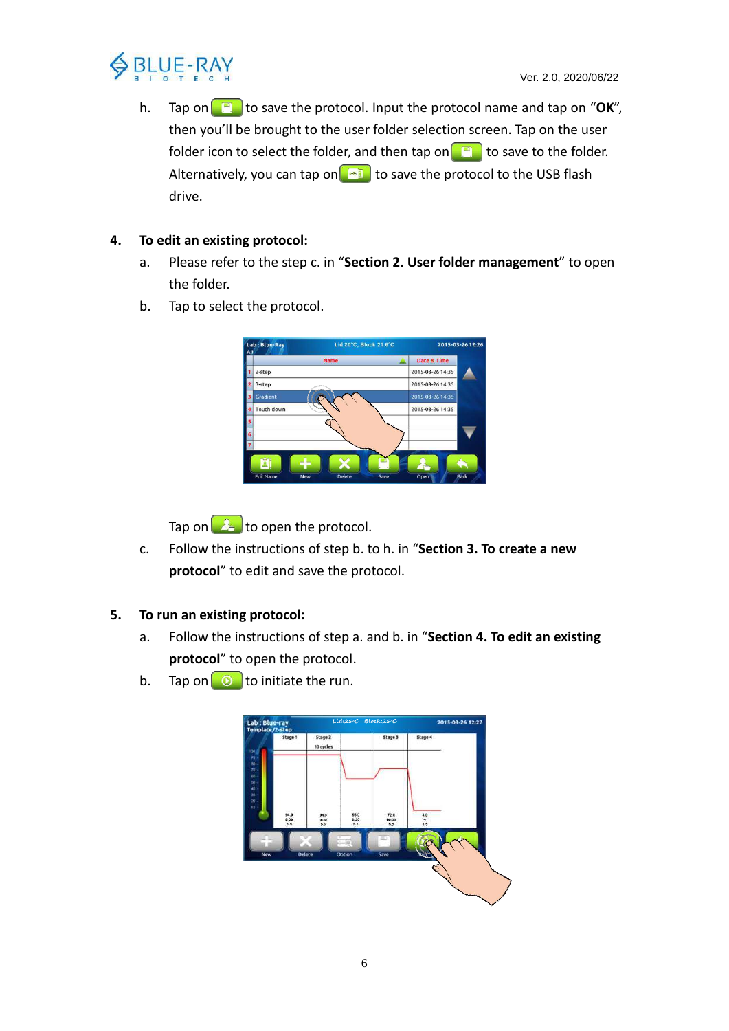h. Tap on to save the protocol. Input the protocol name and tap on "**OK**", then you'll be brought to the user folder selection screen. Tap on the user folder icon to select the folder, and then tap on to save to the folder. Alternatively, you can tap on to save the protocol to the USB flash drive.

4. **To edit an existing protocol:**

   a. Please refer to the step c. in "**Section 2. User folder management**" to open the folder.

   b. Tap to select the protocol.

   Tap on to open the protocol.

   c. Follow the instructions of step b. to h. in "**Section 3. To create a new protocol**" to edit and save the protocol.

5. **To run an existing protocol:**

   a. Follow the instructions of step a. and b. in "**Section 4. To edit an existing protocol**" to open the protocol.

   b. Tap on to initiate the run.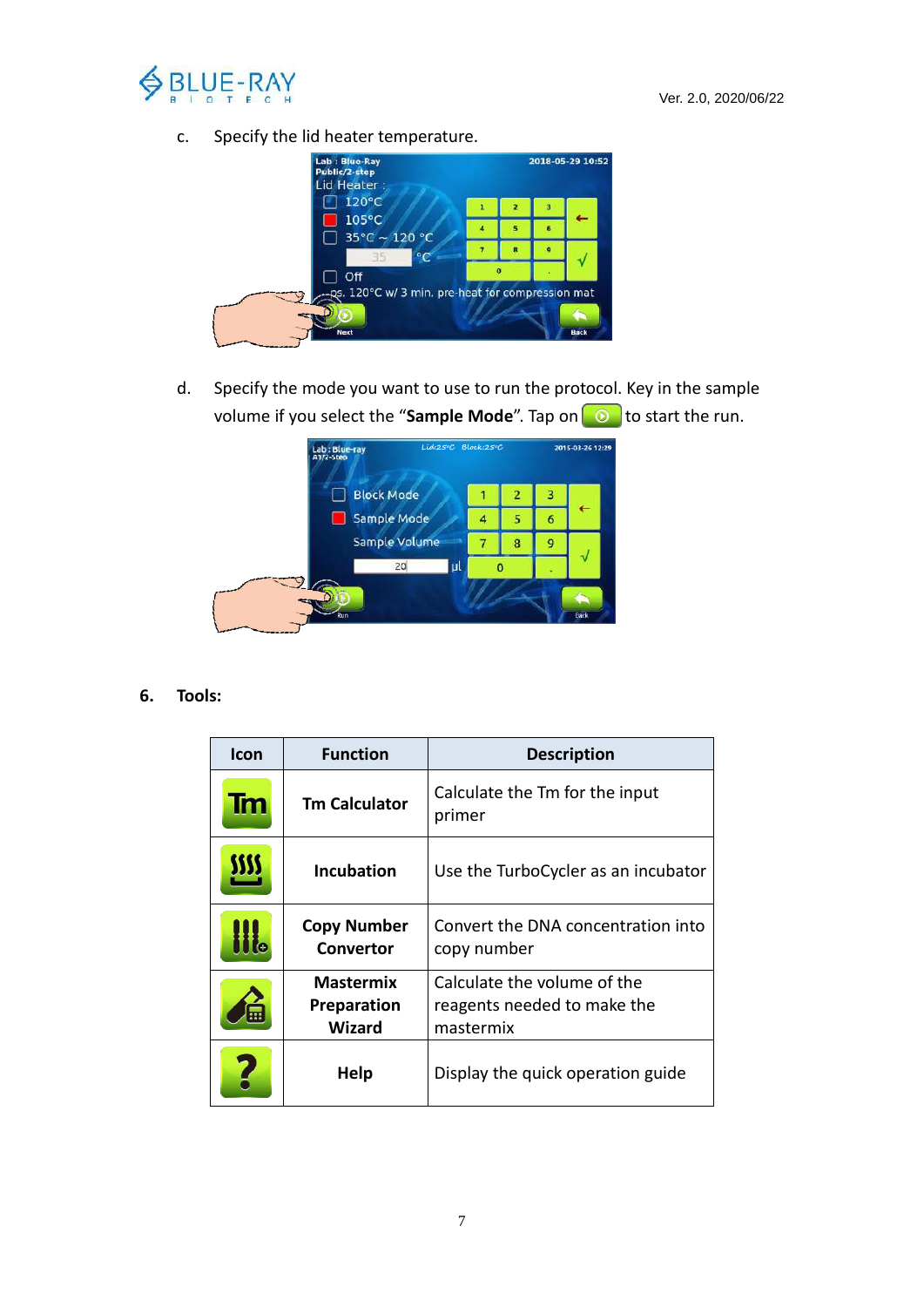c. Specify the lid heater temperature.

d. Specify the mode you want to use to run the protocol. Key in the sample volume if you select the "**Sample Mode**". Tap on to start the run.

## 6. Tools:

| Icon | Function | Description |
|---|---|---|
| | **Tm Calculator** | Calculate the Tm for the input primer |
| | **Incubation** | Use the TurboCycler as an incubator |
| | **Copy Number Convertor** | Convert the DNA concentration into copy number |
| | **Mastermix Preparation Wizard** | Calculate the volume of the reagents needed to make the mastermix |
| | **Help** | Display the quick operation guide |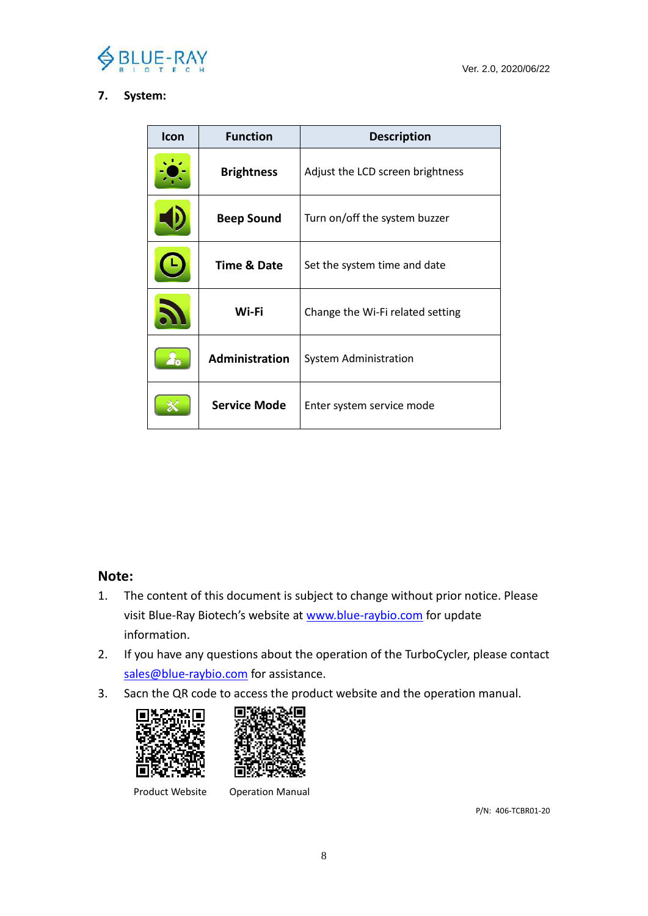## 7. System:

| Icon | Function | Description |
|---|---|---|
| | **Brightness** | Adjust the LCD screen brightness |
| | **Beep Sound** | Turn on/off the system buzzer |
| | **Time & Date** | Set the system time and date |
| | **Wi-Fi** | Change the Wi-Fi related setting |
| | **Administration** | System Administration |
| | **Service Mode** | Enter system service mode |

## Note:

1. The content of this document is subject to change without prior notice. Please visit Blue-Ray Biotech's website at www.blue-raybio.com for update information.
2. If you have any questions about the operation of the TurboCycler, please contact sales@blue-raybio.com for assistance.
3. Sacn the QR code to access the product website and the operation manual.

Product Website

Operation Manual

P/N: 406-TCBR01-20